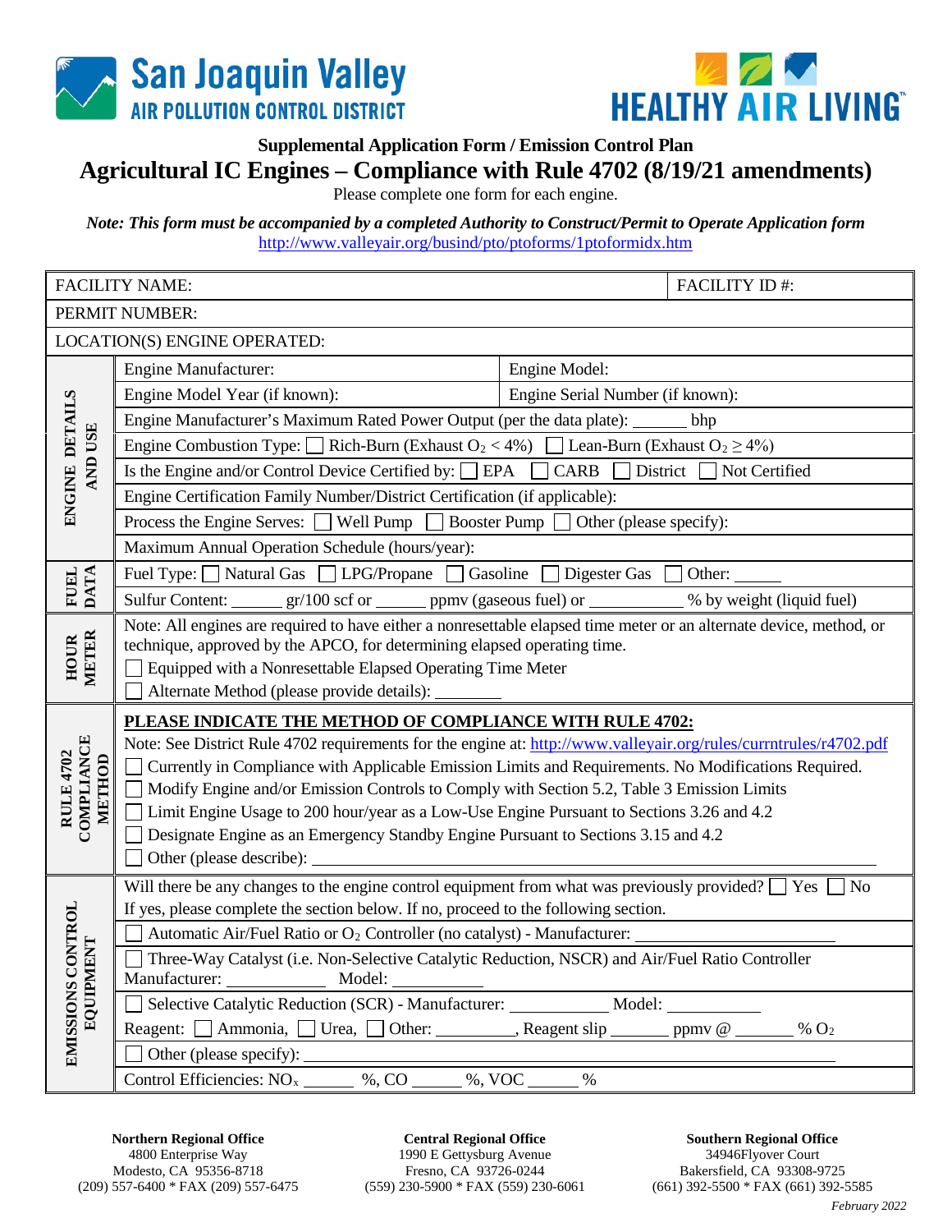San Joaquin Valley AIR POLLUTION CONTROL DISTRICT

HEALTHY AIR LIVING

**Supplemental Application Form / Emission Control Plan**

# Agricultural IC Engines – Compliance with Rule 4702 (8/19/21 amendments)

Please complete one form for each engine.

***Note: This form must be accompanied by a completed Authority to Construct/Permit to Operate Application form***
http://www.valleyair.org/busind/pto/ptoforms/1ptoformidx.htm

| | | |
|---|---|---|
| FACILITY NAME: | | FACILITY ID #: |
| PERMIT NUMBER: | | |
| LOCATION(S) ENGINE OPERATED: | | |
| **ENGINE DETAILS AND USE** | Engine Manufacturer: | Engine Model: |
| | Engine Model Year (if known): | Engine Serial Number (if known): |
| | Engine Manufacturer's Maximum Rated Power Output (per the data plate): ______ bhp | |
| | Engine Combustion Type: ☐ Rich-Burn (Exhaust $O_2 < 4\%$) ☐ Lean-Burn (Exhaust $O_2 \geq 4\%$) | |
| | Is the Engine and/or Control Device Certified by: ☐ EPA ☐ CARB ☐ District ☐ Not Certified | |
| | Engine Certification Family Number/District Certification (if applicable): | |
| | Process the Engine Serves: ☐ Well Pump ☐ Booster Pump ☐ Other (please specify): | |
| | Maximum Annual Operation Schedule (hours/year): | |
| **FUEL DATA** | Fuel Type: ☐ Natural Gas ☐ LPG/Propane ☐ Gasoline ☐ Digester Gas ☐ Other: _____ | |
| | Sulfur Content: ______ gr/100 scf or ______ ppmv (gaseous fuel) or ___________ % by weight (liquid fuel) | |
| **HOUR METER** | Note: All engines are required to have either a nonresettable elapsed time meter or an alternate device, method, or technique, approved by the APCO, for determining elapsed operating time.<br>☐ Equipped with a Nonresettable Elapsed Operating Time Meter<br>☐ Alternate Method (please provide details): ________ | |
| **RULE 4702 COMPLIANCE METHOD** | **PLEASE INDICATE THE METHOD OF COMPLIANCE WITH RULE 4702:**<br>Note: See District Rule 4702 requirements for the engine at: http://www.valleyair.org/rules/currntrules/r4702.pdf<br>☐ Currently in Compliance with Applicable Emission Limits and Requirements. No Modifications Required.<br>☐ Modify Engine and/or Emission Controls to Comply with Section 5.2, Table 3 Emission Limits<br>☐ Limit Engine Usage to 200 hour/year as a Low-Use Engine Pursuant to Sections 3.26 and 4.2<br>☐ Designate Engine as an Emergency Standby Engine Pursuant to Sections 3.15 and 4.2<br>☐ Other (please describe): ________ | |
| **EMISSIONS CONTROL EQUIPMENT** | Will there be any changes to the engine control equipment from what was previously provided? ☐ Yes ☐ No<br>If yes, please complete the section below. If no, proceed to the following section. | |
| | ☐ Automatic Air/Fuel Ratio or $O_2$ Controller (no catalyst) - Manufacturer: ________ | |
| | ☐ Three-Way Catalyst (i.e. Non-Selective Catalytic Reduction, NSCR) and Air/Fuel Ratio Controller<br>Manufacturer: ___________ Model: ___________ | |
| | ☐ Selective Catalytic Reduction (SCR) - Manufacturer: ___________ Model: ___________<br>Reagent: ☐ Ammonia, ☐ Urea, ☐ Other: _________, Reagent slip _______ ppmv @ _______ % $O_2$ | |
| | ☐ Other (please specify): ________ | |
| | Control Efficiencies: $NO_x$ ______ %, CO ______ %, VOC ______ % | |

**Northern Regional Office**
4800 Enterprise Way
Modesto, CA 95356-8718
(209) 557-6400 * FAX (209) 557-6475

**Central Regional Office**
1990 E Gettysburg Avenue
Fresno, CA 93726-0244
(559) 230-5900 * FAX (559) 230-6061

**Southern Regional Office**
34946Flyover Court
Bakersfield, CA 93308-9725
(661) 392-5500 * FAX (661) 392-5585

*February 2022*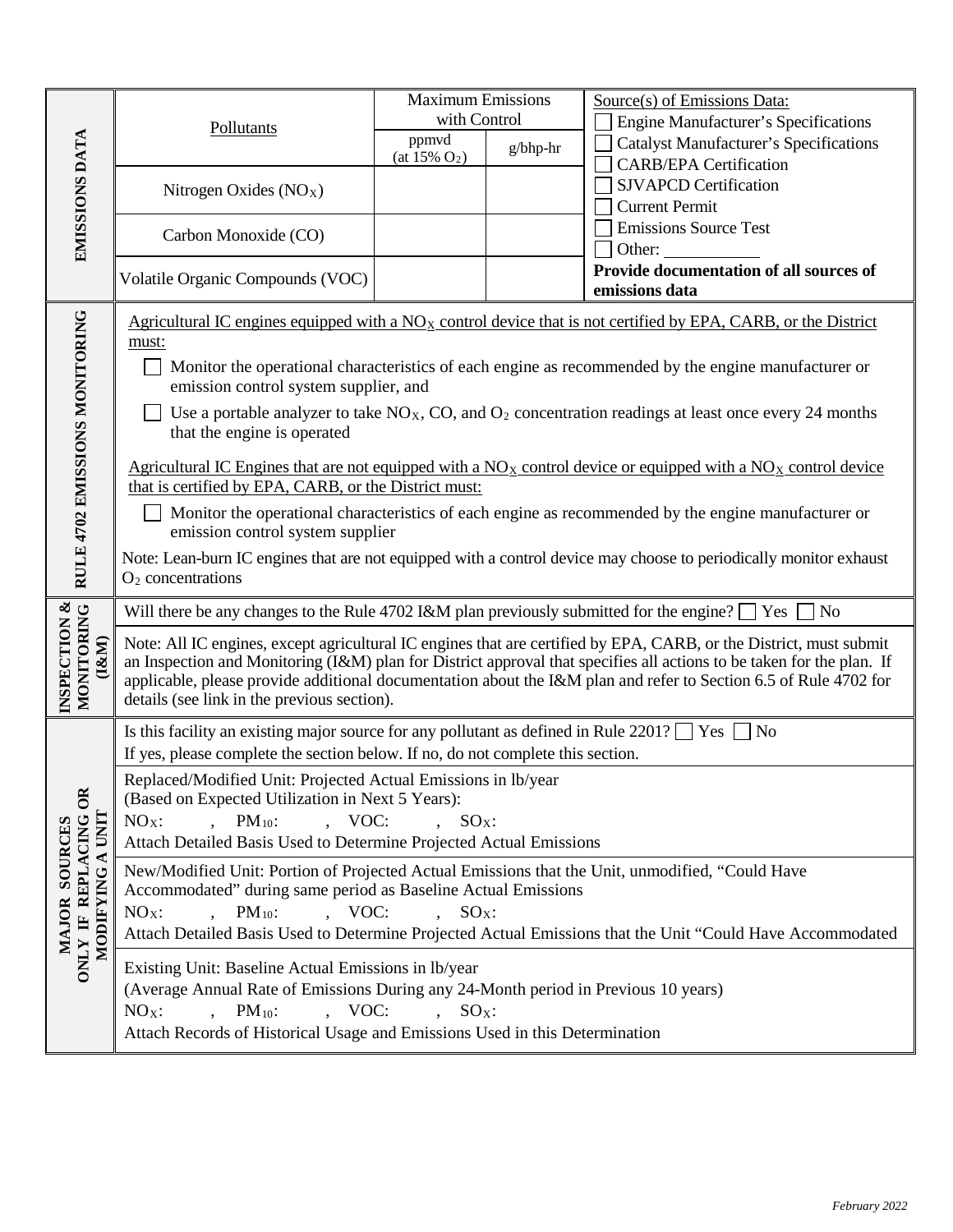## EMISSIONS DATA

| Pollutants | Maximum Emissions with Control | | Source(s) of Emissions Data: |
|---|---|---|---|
| | ppmvd (at 15% $O_2$) | g/bhp-hr | ☐ Engine Manufacturer's Specifications<br>☐ Catalyst Manufacturer's Specifications<br>☐ CARB/EPA Certification<br>☐ SJVAPCD Certification<br>☐ Current Permit<br>☐ Emissions Source Test<br>☐ Other: ________<br>**Provide documentation of all sources of emissions data** |
| Nitrogen Oxides ($NO_X$) | | | |
| Carbon Monoxide (CO) | | | |
| Volatile Organic Compounds (VOC) | | | |

## RULE 4702 EMISSIONS MONITORING

Agricultural IC engines equipped with a $NO_X$ control device that is not certified by EPA, CARB, or the District must:

- ☐ Monitor the operational characteristics of each engine as recommended by the engine manufacturer or emission control system supplier, and
- ☐ Use a portable analyzer to take $NO_X$, CO, and $O_2$ concentration readings at least once every 24 months that the engine is operated

Agricultural IC Engines that are not equipped with a $NO_X$ control device or equipped with a $NO_X$ control device that is certified by EPA, CARB, or the District must:

- ☐ Monitor the operational characteristics of each engine as recommended by the engine manufacturer or emission control system supplier

Note: Lean-burn IC engines that are not equipped with a control device may choose to periodically monitor exhaust $O_2$ concentrations

## INSPECTION & MONITORING (I&M)

Will there be any changes to the Rule 4702 I&M plan previously submitted for the engine? ☐ Yes ☐ No

Note: All IC engines, except agricultural IC engines that are certified by EPA, CARB, or the District, must submit an Inspection and Monitoring (I&M) plan for District approval that specifies all actions to be taken for the plan. If applicable, please provide additional documentation about the I&M plan and refer to Section 6.5 of Rule 4702 for details (see link in the previous section).

## MAJOR SOURCES ONLY IF REPLACING OR MODIFYING A UNIT

Is this facility an existing major source for any pollutant as defined in Rule 2201? ☐ Yes ☐ No
If yes, please complete the section below. If no, do not complete this section.

Replaced/Modified Unit: Projected Actual Emissions in lb/year
(Based on Expected Utilization in Next 5 Years):
$NO_X$: ____, $PM_{10}$: ____, VOC: ____, $SO_X$: ____
Attach Detailed Basis Used to Determine Projected Actual Emissions

New/Modified Unit: Portion of Projected Actual Emissions that the Unit, unmodified, "Could Have Accommodated" during same period as Baseline Actual Emissions
$NO_X$: ____, $PM_{10}$: ____, VOC: ____, $SO_X$: ____
Attach Detailed Basis Used to Determine Projected Actual Emissions that the Unit "Could Have Accommodated

Existing Unit: Baseline Actual Emissions in lb/year
(Average Annual Rate of Emissions During any 24-Month period in Previous 10 years)
$NO_X$: ____, $PM_{10}$: ____, VOC: ____, $SO_X$: ____
Attach Records of Historical Usage and Emissions Used in this Determination

*February 2022*